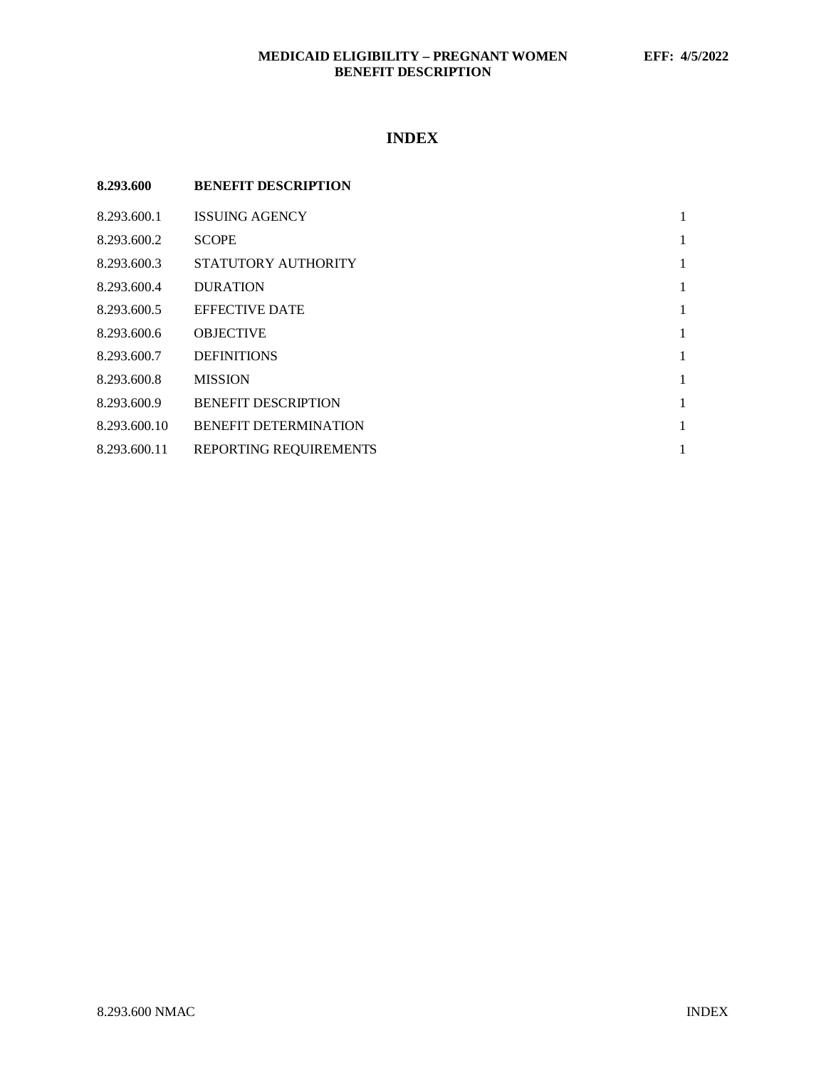# INDEX

| 8.293.600 | BENEFIT DESCRIPTION | |
|---|---|---|
| 8.293.600.1 | ISSUING AGENCY | 1 |
| 8.293.600.2 | SCOPE | 1 |
| 8.293.600.3 | STATUTORY AUTHORITY | 1 |
| 8.293.600.4 | DURATION | 1 |
| 8.293.600.5 | EFFECTIVE DATE | 1 |
| 8.293.600.6 | OBJECTIVE | 1 |
| 8.293.600.7 | DEFINITIONS | 1 |
| 8.293.600.8 | MISSION | 1 |
| 8.293.600.9 | BENEFIT DESCRIPTION | 1 |
| 8.293.600.10 | BENEFIT DETERMINATION | 1 |
| 8.293.600.11 | REPORTING REQUIREMENTS | 1 |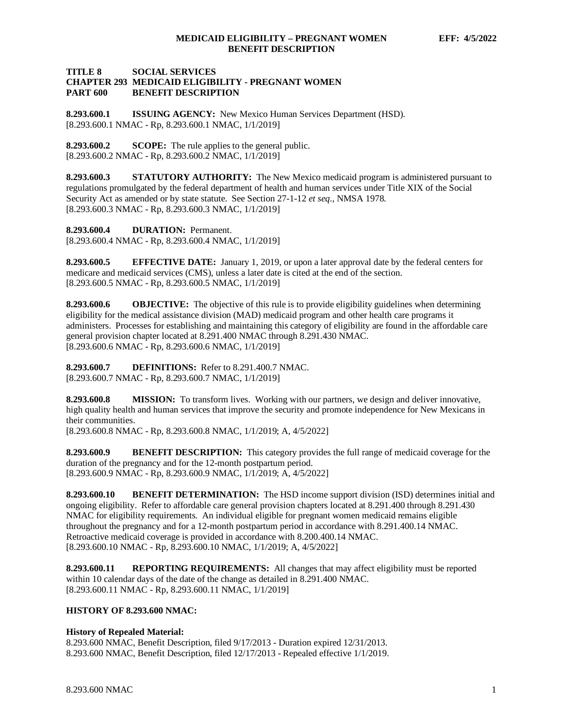# TITLE 8 SOCIAL SERVICES
## CHAPTER 293 MEDICAID ELIGIBILITY - PREGNANT WOMEN
## PART 600 BENEFIT DESCRIPTION

**8.293.600.1 ISSUING AGENCY:** New Mexico Human Services Department (HSD).
[8.293.600.1 NMAC - Rp, 8.293.600.1 NMAC, 1/1/2019]

**8.293.600.2 SCOPE:** The rule applies to the general public.
[8.293.600.2 NMAC - Rp, 8.293.600.2 NMAC, 1/1/2019]

**8.293.600.3 STATUTORY AUTHORITY:** The New Mexico medicaid program is administered pursuant to regulations promulgated by the federal department of health and human services under Title XIX of the Social Security Act as amended or by state statute. See Section 27-1-12 *et seq*., NMSA 1978.
[8.293.600.3 NMAC - Rp, 8.293.600.3 NMAC, 1/1/2019]

**8.293.600.4 DURATION:** Permanent.
[8.293.600.4 NMAC - Rp, 8.293.600.4 NMAC, 1/1/2019]

**8.293.600.5 EFFECTIVE DATE:** January 1, 2019, or upon a later approval date by the federal centers for medicare and medicaid services (CMS), unless a later date is cited at the end of the section.
[8.293.600.5 NMAC - Rp, 8.293.600.5 NMAC, 1/1/2019]

**8.293.600.6 OBJECTIVE:** The objective of this rule is to provide eligibility guidelines when determining eligibility for the medical assistance division (MAD) medicaid program and other health care programs it administers. Processes for establishing and maintaining this category of eligibility are found in the affordable care general provision chapter located at 8.291.400 NMAC through 8.291.430 NMAC.
[8.293.600.6 NMAC - Rp, 8.293.600.6 NMAC, 1/1/2019]

**8.293.600.7 DEFINITIONS:** Refer to 8.291.400.7 NMAC.
[8.293.600.7 NMAC - Rp, 8.293.600.7 NMAC, 1/1/2019]

**8.293.600.8 MISSION:** To transform lives. Working with our partners, we design and deliver innovative, high quality health and human services that improve the security and promote independence for New Mexicans in their communities.
[8.293.600.8 NMAC - Rp, 8.293.600.8 NMAC, 1/1/2019; A, 4/5/2022]

**8.293.600.9 BENEFIT DESCRIPTION:** This category provides the full range of medicaid coverage for the duration of the pregnancy and for the 12-month postpartum period.
[8.293.600.9 NMAC - Rp, 8.293.600.9 NMAC, 1/1/2019; A, 4/5/2022]

**8.293.600.10 BENEFIT DETERMINATION:** The HSD income support division (ISD) determines initial and ongoing eligibility. Refer to affordable care general provision chapters located at 8.291.400 through 8.291.430 NMAC for eligibility requirements. An individual eligible for pregnant women medicaid remains eligible throughout the pregnancy and for a 12-month postpartum period in accordance with 8.291.400.14 NMAC. Retroactive medicaid coverage is provided in accordance with 8.200.400.14 NMAC.
[8.293.600.10 NMAC - Rp, 8.293.600.10 NMAC, 1/1/2019; A, 4/5/2022]

**8.293.600.11 REPORTING REQUIREMENTS:** All changes that may affect eligibility must be reported within 10 calendar days of the date of the change as detailed in 8.291.400 NMAC.
[8.293.600.11 NMAC - Rp, 8.293.600.11 NMAC, 1/1/2019]

**HISTORY OF 8.293.600 NMAC:**

**History of Repealed Material:**
8.293.600 NMAC, Benefit Description, filed 9/17/2013 - Duration expired 12/31/2013.
8.293.600 NMAC, Benefit Description, filed 12/17/2013 - Repealed effective 1/1/2019.